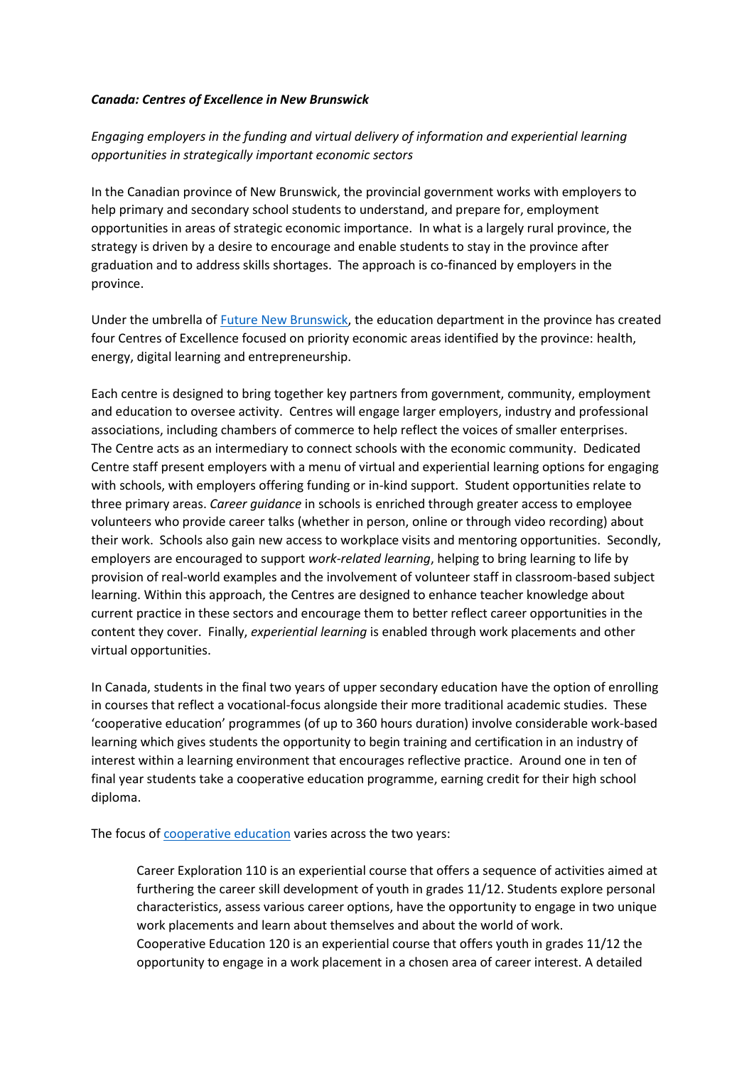***Canada: Centres of Excellence in New Brunswick***

*Engaging employers in the funding and virtual delivery of information and experiential learning opportunities in strategically important economic sectors*

In the Canadian province of New Brunswick, the provincial government works with employers to help primary and secondary school students to understand, and prepare for, employment opportunities in areas of strategic economic importance. In what is a largely rural province, the strategy is driven by a desire to encourage and enable students to stay in the province after graduation and to address skills shortages. The approach is co-financed by employers in the province.

Under the umbrella of [Future New Brunswick](), the education department in the province has created four Centres of Excellence focused on priority economic areas identified by the province: health, energy, digital learning and entrepreneurship.

Each centre is designed to bring together key partners from government, community, employment and education to oversee activity. Centres will engage larger employers, industry and professional associations, including chambers of commerce to help reflect the voices of smaller enterprises. The Centre acts as an intermediary to connect schools with the economic community. Dedicated Centre staff present employers with a menu of virtual and experiential learning options for engaging with schools, with employers offering funding or in-kind support. Student opportunities relate to three primary areas. *Career guidance* in schools is enriched through greater access to employee volunteers who provide career talks (whether in person, online or through video recording) about their work. Schools also gain new access to workplace visits and mentoring opportunities. Secondly, employers are encouraged to support *work-related learning*, helping to bring learning to life by provision of real-world examples and the involvement of volunteer staff in classroom-based subject learning. Within this approach, the Centres are designed to enhance teacher knowledge about current practice in these sectors and encourage them to better reflect career opportunities in the content they cover. Finally, *experiential learning* is enabled through work placements and other virtual opportunities.

In Canada, students in the final two years of upper secondary education have the option of enrolling in courses that reflect a vocational-focus alongside their more traditional academic studies. These 'cooperative education' programmes (of up to 360 hours duration) involve considerable work-based learning which gives students the opportunity to begin training and certification in an industry of interest within a learning environment that encourages reflective practice. Around one in ten of final year students take a cooperative education programme, earning credit for their high school diploma.

The focus of [cooperative education]() varies across the two years:

> Career Exploration 110 is an experiential course that offers a sequence of activities aimed at furthering the career skill development of youth in grades 11/12. Students explore personal characteristics, assess various career options, have the opportunity to engage in two unique work placements and learn about themselves and about the world of work.
> Cooperative Education 120 is an experiential course that offers youth in grades 11/12 the opportunity to engage in a work placement in a chosen area of career interest. A detailed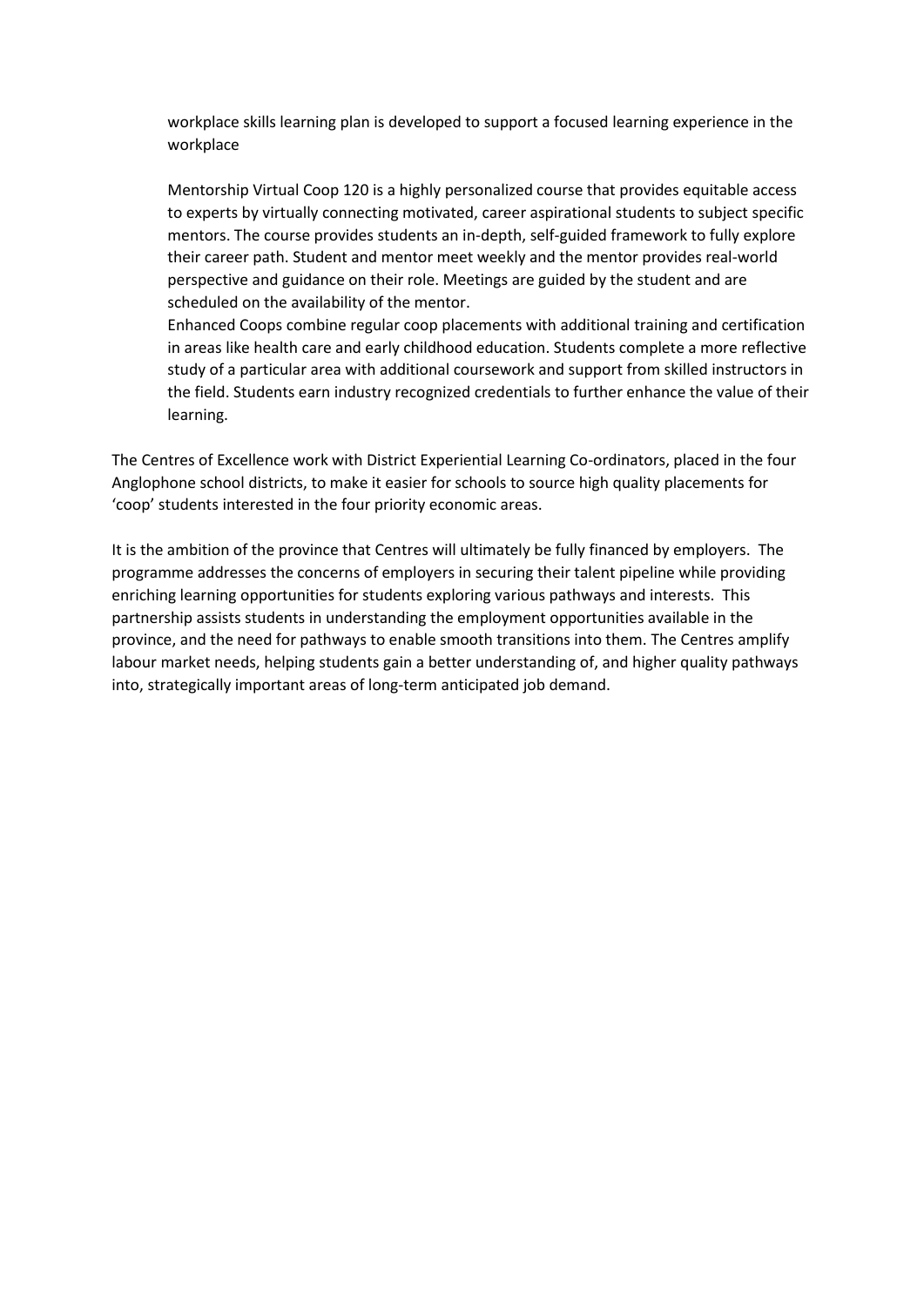workplace skills learning plan is developed to support a focused learning experience in the workplace

Mentorship Virtual Coop 120 is a highly personalized course that provides equitable access to experts by virtually connecting motivated, career aspirational students to subject specific mentors. The course provides students an in-depth, self-guided framework to fully explore their career path. Student and mentor meet weekly and the mentor provides real-world perspective and guidance on their role. Meetings are guided by the student and are scheduled on the availability of the mentor.

Enhanced Coops combine regular coop placements with additional training and certification in areas like health care and early childhood education. Students complete a more reflective study of a particular area with additional coursework and support from skilled instructors in the field. Students earn industry recognized credentials to further enhance the value of their learning.

The Centres of Excellence work with District Experiential Learning Co-ordinators, placed in the four Anglophone school districts, to make it easier for schools to source high quality placements for 'coop' students interested in the four priority economic areas.

It is the ambition of the province that Centres will ultimately be fully financed by employers. The programme addresses the concerns of employers in securing their talent pipeline while providing enriching learning opportunities for students exploring various pathways and interests. This partnership assists students in understanding the employment opportunities available in the province, and the need for pathways to enable smooth transitions into them. The Centres amplify labour market needs, helping students gain a better understanding of, and higher quality pathways into, strategically important areas of long-term anticipated job demand.